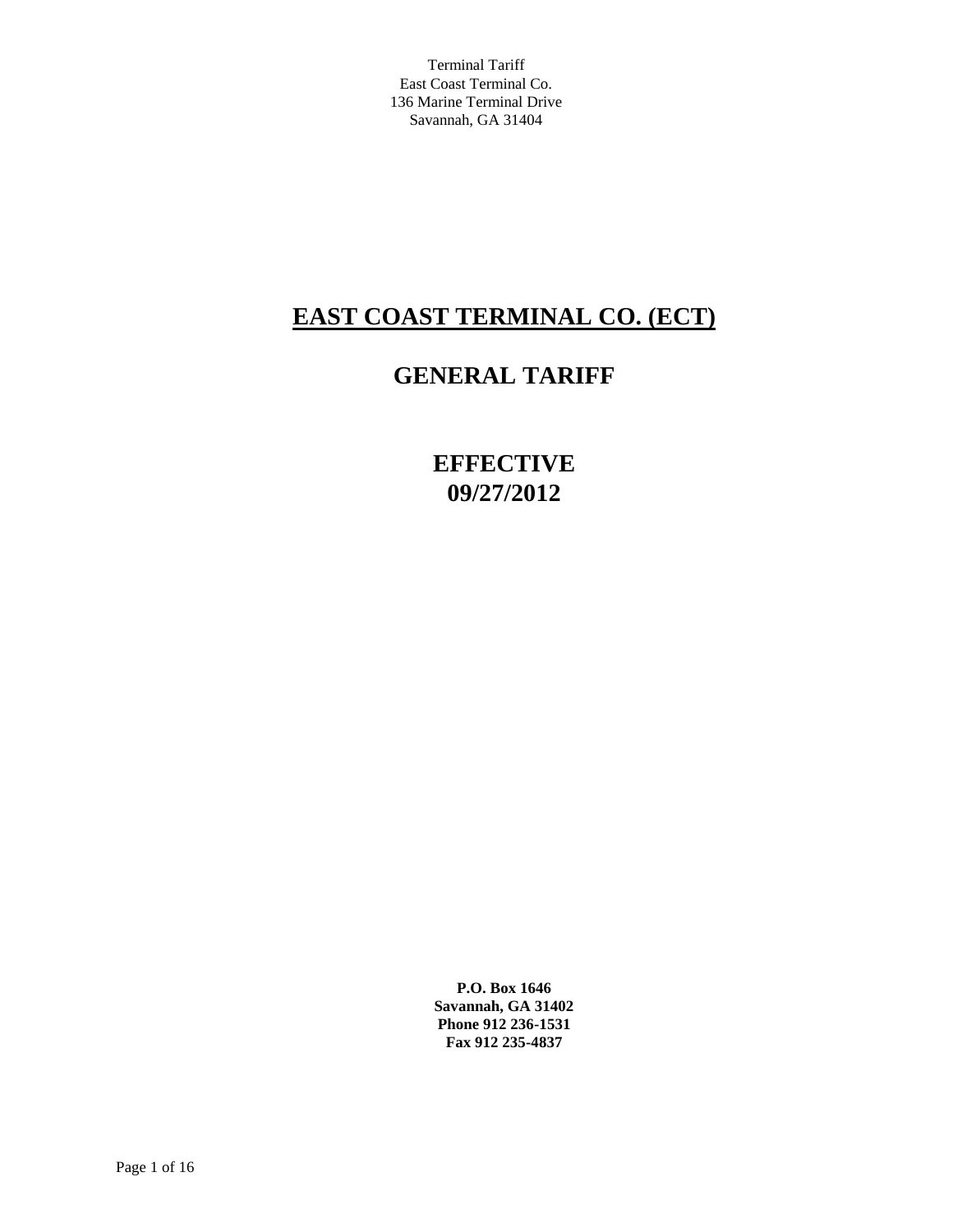Terminal Tariff
East Coast Terminal Co.
136 Marine Terminal Drive
Savannah, GA 31404

# EAST COAST TERMINAL CO. (ECT)

## GENERAL TARIFF

## EFFECTIVE
## 09/27/2012

**P.O. Box 1646**
**Savannah, GA 31402**
**Phone 912 236-1531**
**Fax 912 235-4837**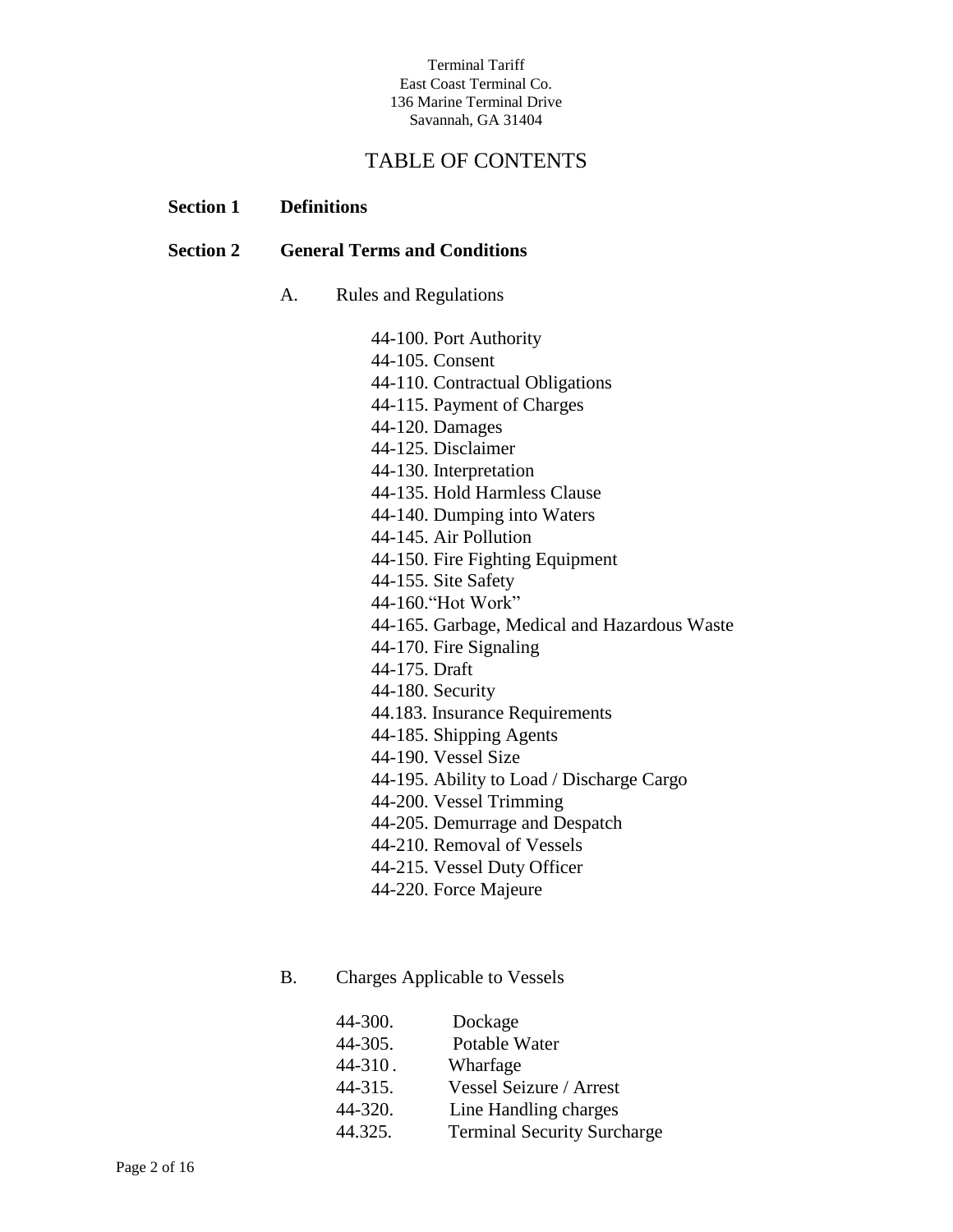Terminal Tariff
East Coast Terminal Co.
136 Marine Terminal Drive
Savannah, GA 31404

# TABLE OF CONTENTS

**Section 1 Definitions**

**Section 2 General Terms and Conditions**

A. Rules and Regulations

- 44-100. Port Authority
- 44-105. Consent
- 44-110. Contractual Obligations
- 44-115. Payment of Charges
- 44-120. Damages
- 44-125. Disclaimer
- 44-130. Interpretation
- 44-135. Hold Harmless Clause
- 44-140. Dumping into Waters
- 44-145. Air Pollution
- 44-150. Fire Fighting Equipment
- 44-155. Site Safety
- 44-160."Hot Work"
- 44-165. Garbage, Medical and Hazardous Waste
- 44-170. Fire Signaling
- 44-175. Draft
- 44-180. Security
- 44.183. Insurance Requirements
- 44-185. Shipping Agents
- 44-190. Vessel Size
- 44-195. Ability to Load / Discharge Cargo
- 44-200. Vessel Trimming
- 44-205. Demurrage and Despatch
- 44-210. Removal of Vessels
- 44-215. Vessel Duty Officer
- 44-220. Force Majeure

B. Charges Applicable to Vessels

- 44-300. Dockage
- 44-305. Potable Water
- 44-310 . Wharfage
- 44-315. Vessel Seizure / Arrest
- 44-320. Line Handling charges
- 44.325. Terminal Security Surcharge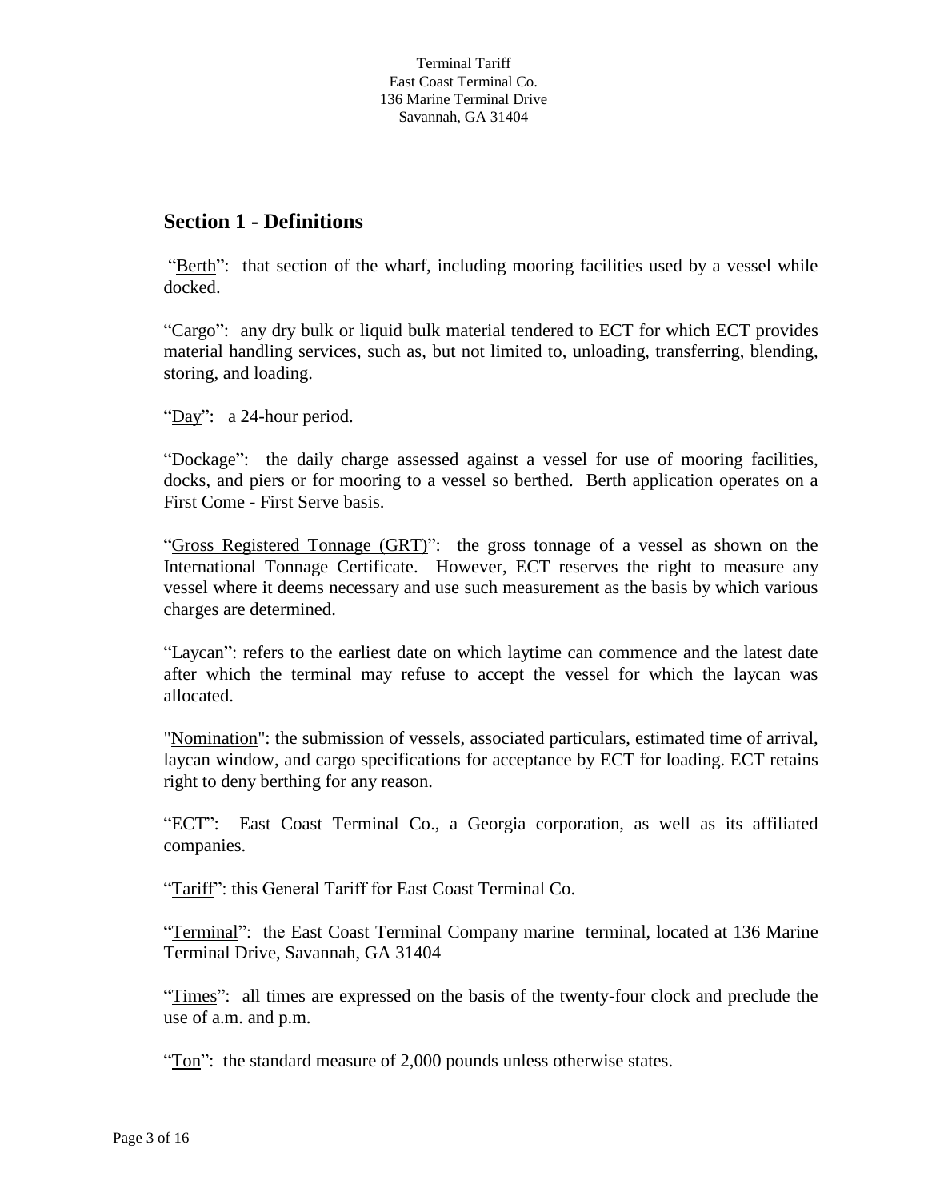## Section 1 - Definitions

"Berth": that section of the wharf, including mooring facilities used by a vessel while docked.

"Cargo": any dry bulk or liquid bulk material tendered to ECT for which ECT provides material handling services, such as, but not limited to, unloading, transferring, blending, storing, and loading.

"Day": a 24-hour period.

"Dockage": the daily charge assessed against a vessel for use of mooring facilities, docks, and piers or for mooring to a vessel so berthed. Berth application operates on a First Come - First Serve basis.

"Gross Registered Tonnage (GRT)": the gross tonnage of a vessel as shown on the International Tonnage Certificate. However, ECT reserves the right to measure any vessel where it deems necessary and use such measurement as the basis by which various charges are determined.

"Laycan": refers to the earliest date on which laytime can commence and the latest date after which the terminal may refuse to accept the vessel for which the laycan was allocated.

"Nomination": the submission of vessels, associated particulars, estimated time of arrival, laycan window, and cargo specifications for acceptance by ECT for loading. ECT retains right to deny berthing for any reason.

"ECT": East Coast Terminal Co., a Georgia corporation, as well as its affiliated companies.

"Tariff": this General Tariff for East Coast Terminal Co.

"Terminal": the East Coast Terminal Company marine terminal, located at 136 Marine Terminal Drive, Savannah, GA 31404

"Times": all times are expressed on the basis of the twenty-four clock and preclude the use of a.m. and p.m.

"Ton": the standard measure of 2,000 pounds unless otherwise states.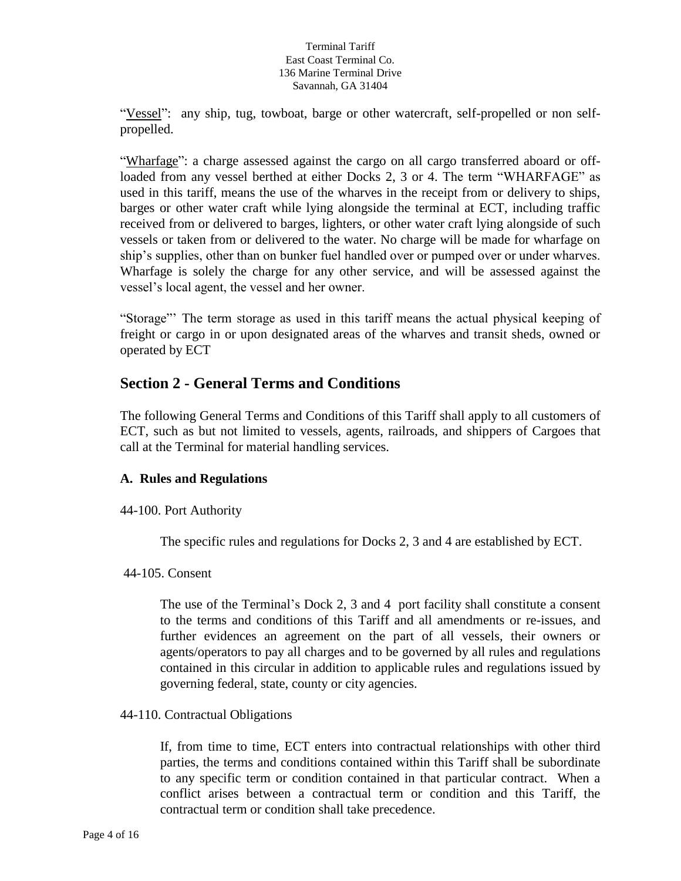"Vessel": any ship, tug, towboat, barge or other watercraft, self-propelled or non self-propelled.

"Wharfage": a charge assessed against the cargo on all cargo transferred aboard or off-loaded from any vessel berthed at either Docks 2, 3 or 4. The term "WHARFAGE" as used in this tariff, means the use of the wharves in the receipt from or delivery to ships, barges or other water craft while lying alongside the terminal at ECT, including traffic received from or delivered to barges, lighters, or other water craft lying alongside of such vessels or taken from or delivered to the water. No charge will be made for wharfage on ship's supplies, other than on bunker fuel handled over or pumped over or under wharves. Wharfage is solely the charge for any other service, and will be assessed against the vessel's local agent, the vessel and her owner.

"Storage"' The term storage as used in this tariff means the actual physical keeping of freight or cargo in or upon designated areas of the wharves and transit sheds, owned or operated by ECT

## Section 2 - General Terms and Conditions

The following General Terms and Conditions of this Tariff shall apply to all customers of ECT, such as but not limited to vessels, agents, railroads, and shippers of Cargoes that call at the Terminal for material handling services.

### A. Rules and Regulations

44-100. Port Authority

The specific rules and regulations for Docks 2, 3 and 4 are established by ECT.

44-105. Consent

The use of the Terminal's Dock 2, 3 and 4 port facility shall constitute a consent to the terms and conditions of this Tariff and all amendments or re-issues, and further evidences an agreement on the part of all vessels, their owners or agents/operators to pay all charges and to be governed by all rules and regulations contained in this circular in addition to applicable rules and regulations issued by governing federal, state, county or city agencies.

44-110. Contractual Obligations

If, from time to time, ECT enters into contractual relationships with other third parties, the terms and conditions contained within this Tariff shall be subordinate to any specific term or condition contained in that particular contract. When a conflict arises between a contractual term or condition and this Tariff, the contractual term or condition shall take precedence.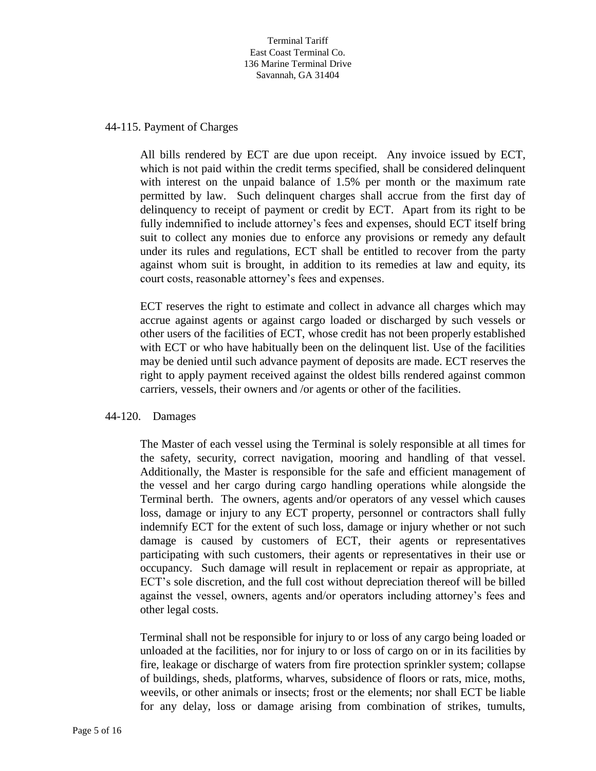## 44-115. Payment of Charges

All bills rendered by ECT are due upon receipt. Any invoice issued by ECT, which is not paid within the credit terms specified, shall be considered delinquent with interest on the unpaid balance of 1.5% per month or the maximum rate permitted by law. Such delinquent charges shall accrue from the first day of delinquency to receipt of payment or credit by ECT. Apart from its right to be fully indemnified to include attorney's fees and expenses, should ECT itself bring suit to collect any monies due to enforce any provisions or remedy any default under its rules and regulations, ECT shall be entitled to recover from the party against whom suit is brought, in addition to its remedies at law and equity, its court costs, reasonable attorney's fees and expenses.

ECT reserves the right to estimate and collect in advance all charges which may accrue against agents or against cargo loaded or discharged by such vessels or other users of the facilities of ECT, whose credit has not been properly established with ECT or who have habitually been on the delinquent list. Use of the facilities may be denied until such advance payment of deposits are made. ECT reserves the right to apply payment received against the oldest bills rendered against common carriers, vessels, their owners and /or agents or other of the facilities.

## 44-120. Damages

The Master of each vessel using the Terminal is solely responsible at all times for the safety, security, correct navigation, mooring and handling of that vessel. Additionally, the Master is responsible for the safe and efficient management of the vessel and her cargo during cargo handling operations while alongside the Terminal berth. The owners, agents and/or operators of any vessel which causes loss, damage or injury to any ECT property, personnel or contractors shall fully indemnify ECT for the extent of such loss, damage or injury whether or not such damage is caused by customers of ECT, their agents or representatives participating with such customers, their agents or representatives in their use or occupancy. Such damage will result in replacement or repair as appropriate, at ECT's sole discretion, and the full cost without depreciation thereof will be billed against the vessel, owners, agents and/or operators including attorney's fees and other legal costs.

Terminal shall not be responsible for injury to or loss of any cargo being loaded or unloaded at the facilities, nor for injury to or loss of cargo on or in its facilities by fire, leakage or discharge of waters from fire protection sprinkler system; collapse of buildings, sheds, platforms, wharves, subsidence of floors or rats, mice, moths, weevils, or other animals or insects; frost or the elements; nor shall ECT be liable for any delay, loss or damage arising from combination of strikes, tumults,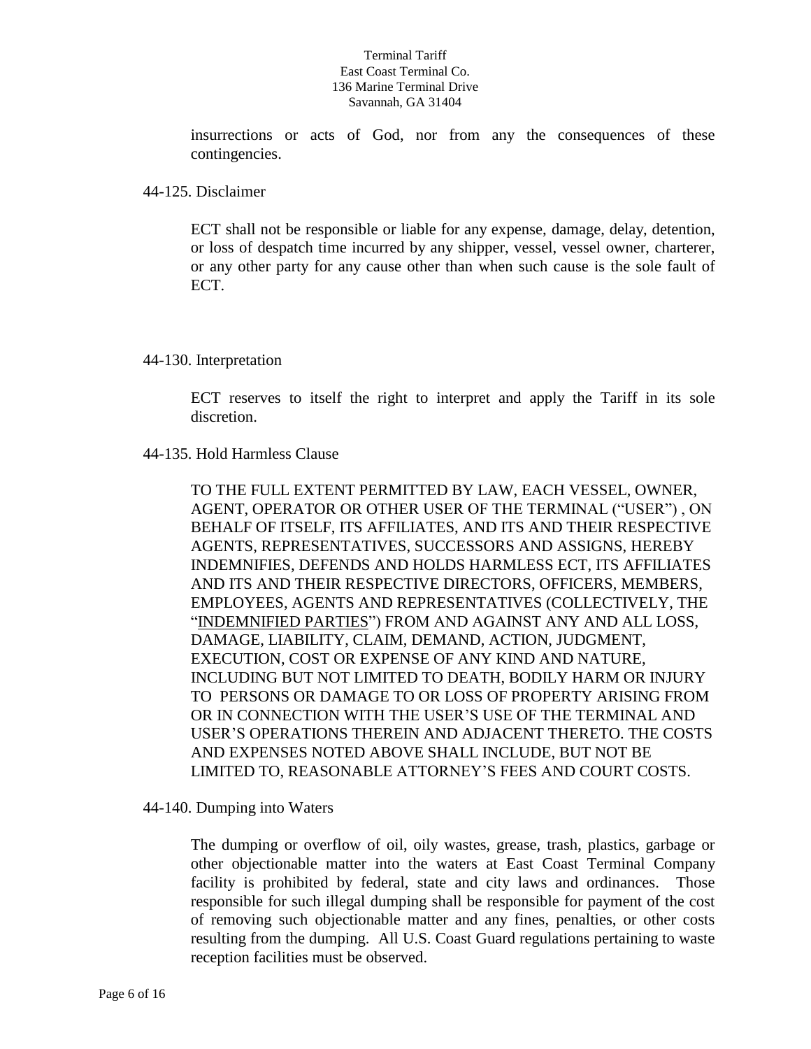insurrections or acts of God, nor from any the consequences of these contingencies.

## 44-125. Disclaimer

ECT shall not be responsible or liable for any expense, damage, delay, detention, or loss of despatch time incurred by any shipper, vessel, vessel owner, charterer, or any other party for any cause other than when such cause is the sole fault of ECT.

## 44-130. Interpretation

ECT reserves to itself the right to interpret and apply the Tariff in its sole discretion.

## 44-135. Hold Harmless Clause

TO THE FULL EXTENT PERMITTED BY LAW, EACH VESSEL, OWNER, AGENT, OPERATOR OR OTHER USER OF THE TERMINAL ("USER") , ON BEHALF OF ITSELF, ITS AFFILIATES, AND ITS AND THEIR RESPECTIVE AGENTS, REPRESENTATIVES, SUCCESSORS AND ASSIGNS, HEREBY INDEMNIFIES, DEFENDS AND HOLDS HARMLESS ECT, ITS AFFILIATES AND ITS AND THEIR RESPECTIVE DIRECTORS, OFFICERS, MEMBERS, EMPLOYEES, AGENTS AND REPRESENTATIVES (COLLECTIVELY, THE "INDEMNIFIED PARTIES") FROM AND AGAINST ANY AND ALL LOSS, DAMAGE, LIABILITY, CLAIM, DEMAND, ACTION, JUDGMENT, EXECUTION, COST OR EXPENSE OF ANY KIND AND NATURE, INCLUDING BUT NOT LIMITED TO DEATH, BODILY HARM OR INJURY TO PERSONS OR DAMAGE TO OR LOSS OF PROPERTY ARISING FROM OR IN CONNECTION WITH THE USER'S USE OF THE TERMINAL AND USER'S OPERATIONS THEREIN AND ADJACENT THERETO. THE COSTS AND EXPENSES NOTED ABOVE SHALL INCLUDE, BUT NOT BE LIMITED TO, REASONABLE ATTORNEY'S FEES AND COURT COSTS.

## 44-140. Dumping into Waters

The dumping or overflow of oil, oily wastes, grease, trash, plastics, garbage or other objectionable matter into the waters at East Coast Terminal Company facility is prohibited by federal, state and city laws and ordinances. Those responsible for such illegal dumping shall be responsible for payment of the cost of removing such objectionable matter and any fines, penalties, or other costs resulting from the dumping. All U.S. Coast Guard regulations pertaining to waste reception facilities must be observed.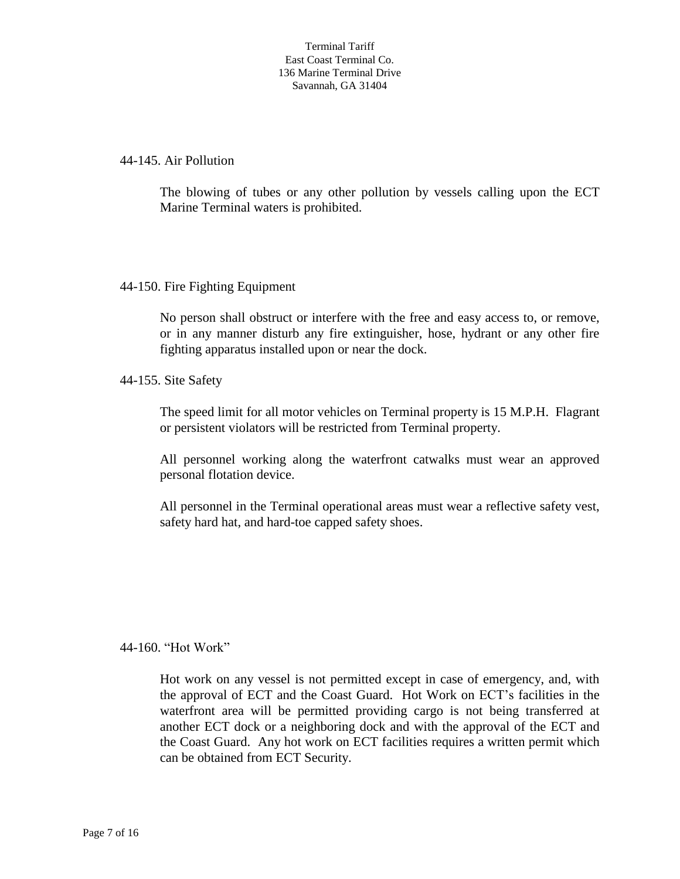## 44-145. Air Pollution

The blowing of tubes or any other pollution by vessels calling upon the ECT Marine Terminal waters is prohibited.

## 44-150. Fire Fighting Equipment

No person shall obstruct or interfere with the free and easy access to, or remove, or in any manner disturb any fire extinguisher, hose, hydrant or any other fire fighting apparatus installed upon or near the dock.

## 44-155. Site Safety

The speed limit for all motor vehicles on Terminal property is 15 M.P.H. Flagrant or persistent violators will be restricted from Terminal property.

All personnel working along the waterfront catwalks must wear an approved personal flotation device.

All personnel in the Terminal operational areas must wear a reflective safety vest, safety hard hat, and hard-toe capped safety shoes.

## 44-160. "Hot Work"

Hot work on any vessel is not permitted except in case of emergency, and, with the approval of ECT and the Coast Guard. Hot Work on ECT's facilities in the waterfront area will be permitted providing cargo is not being transferred at another ECT dock or a neighboring dock and with the approval of the ECT and the Coast Guard. Any hot work on ECT facilities requires a written permit which can be obtained from ECT Security.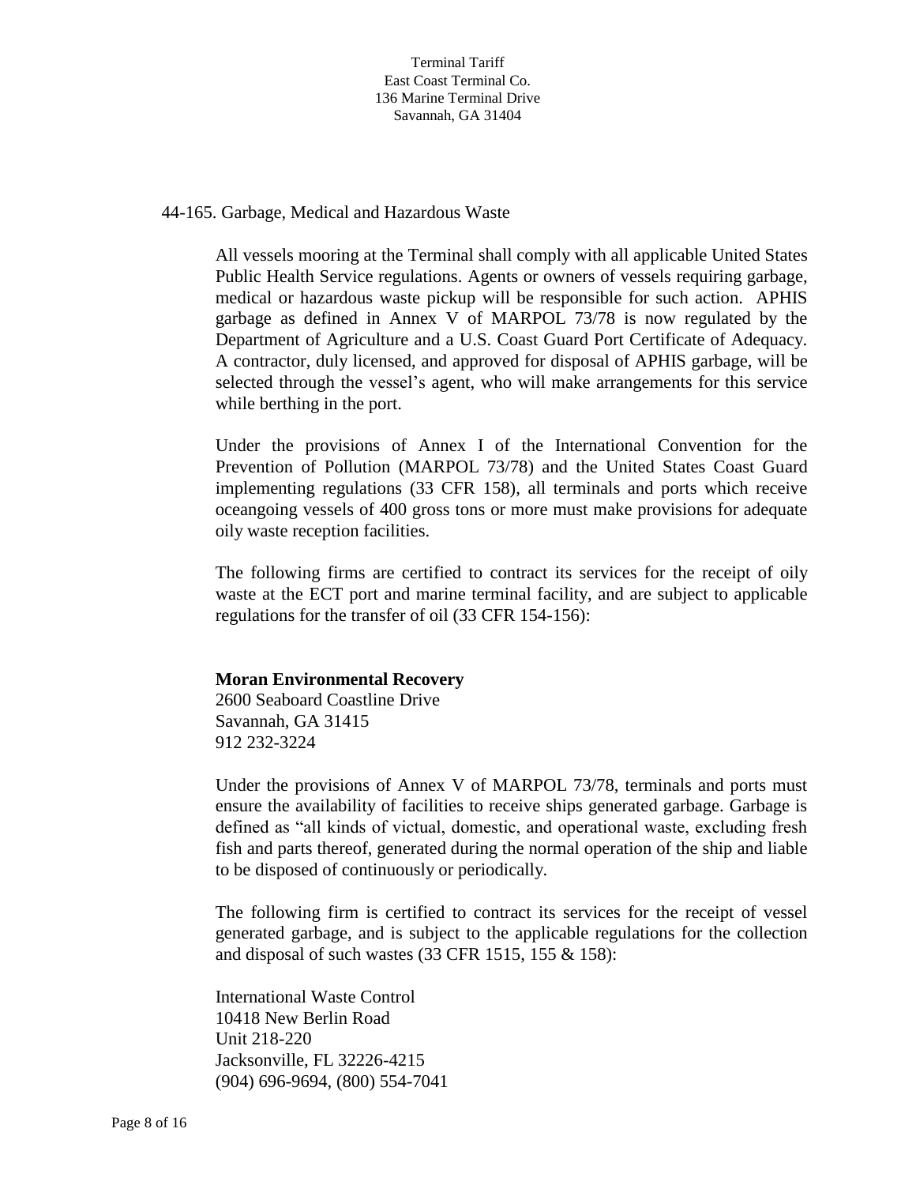## 44-165. Garbage, Medical and Hazardous Waste

All vessels mooring at the Terminal shall comply with all applicable United States Public Health Service regulations. Agents or owners of vessels requiring garbage, medical or hazardous waste pickup will be responsible for such action. APHIS garbage as defined in Annex V of MARPOL 73/78 is now regulated by the Department of Agriculture and a U.S. Coast Guard Port Certificate of Adequacy. A contractor, duly licensed, and approved for disposal of APHIS garbage, will be selected through the vessel's agent, who will make arrangements for this service while berthing in the port.

Under the provisions of Annex I of the International Convention for the Prevention of Pollution (MARPOL 73/78) and the United States Coast Guard implementing regulations (33 CFR 158), all terminals and ports which receive oceangoing vessels of 400 gross tons or more must make provisions for adequate oily waste reception facilities.

The following firms are certified to contract its services for the receipt of oily waste at the ECT port and marine terminal facility, and are subject to applicable regulations for the transfer of oil (33 CFR 154-156):

**Moran Environmental Recovery**
2600 Seaboard Coastline Drive
Savannah, GA 31415
912 232-3224

Under the provisions of Annex V of MARPOL 73/78, terminals and ports must ensure the availability of facilities to receive ships generated garbage. Garbage is defined as "all kinds of victual, domestic, and operational waste, excluding fresh fish and parts thereof, generated during the normal operation of the ship and liable to be disposed of continuously or periodically.

The following firm is certified to contract its services for the receipt of vessel generated garbage, and is subject to the applicable regulations for the collection and disposal of such wastes (33 CFR 1515, 155 & 158):

International Waste Control
10418 New Berlin Road
Unit 218-220
Jacksonville, FL 32226-4215
(904) 696-9694, (800) 554-7041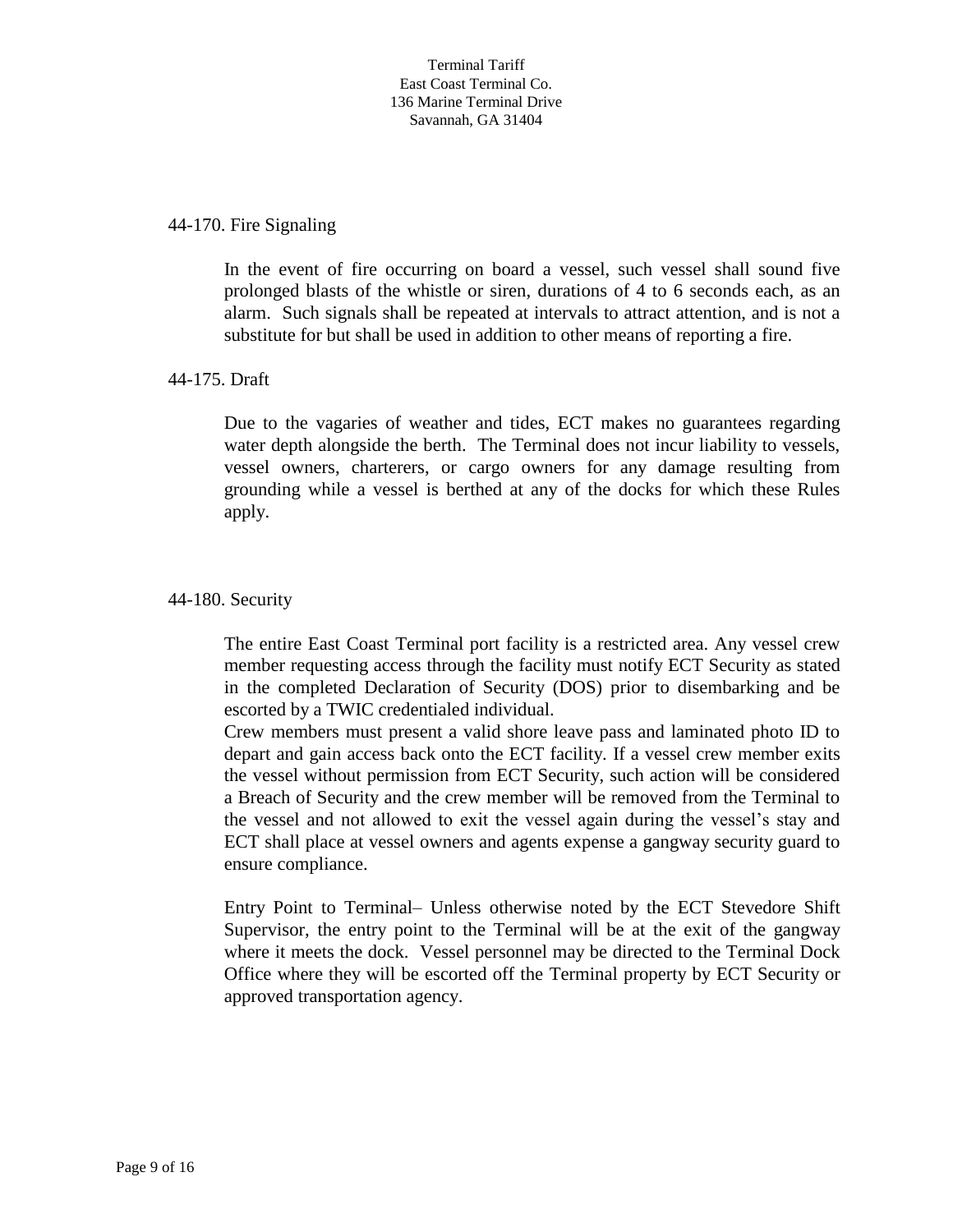## 44-170. Fire Signaling

In the event of fire occurring on board a vessel, such vessel shall sound five prolonged blasts of the whistle or siren, durations of 4 to 6 seconds each, as an alarm. Such signals shall be repeated at intervals to attract attention, and is not a substitute for but shall be used in addition to other means of reporting a fire.

## 44-175. Draft

Due to the vagaries of weather and tides, ECT makes no guarantees regarding water depth alongside the berth. The Terminal does not incur liability to vessels, vessel owners, charterers, or cargo owners for any damage resulting from grounding while a vessel is berthed at any of the docks for which these Rules apply.

## 44-180. Security

The entire East Coast Terminal port facility is a restricted area. Any vessel crew member requesting access through the facility must notify ECT Security as stated in the completed Declaration of Security (DOS) prior to disembarking and be escorted by a TWIC credentialed individual.
Crew members must present a valid shore leave pass and laminated photo ID to depart and gain access back onto the ECT facility. If a vessel crew member exits the vessel without permission from ECT Security, such action will be considered a Breach of Security and the crew member will be removed from the Terminal to the vessel and not allowed to exit the vessel again during the vessel's stay and ECT shall place at vessel owners and agents expense a gangway security guard to ensure compliance.

Entry Point to Terminal– Unless otherwise noted by the ECT Stevedore Shift Supervisor, the entry point to the Terminal will be at the exit of the gangway where it meets the dock. Vessel personnel may be directed to the Terminal Dock Office where they will be escorted off the Terminal property by ECT Security or approved transportation agency.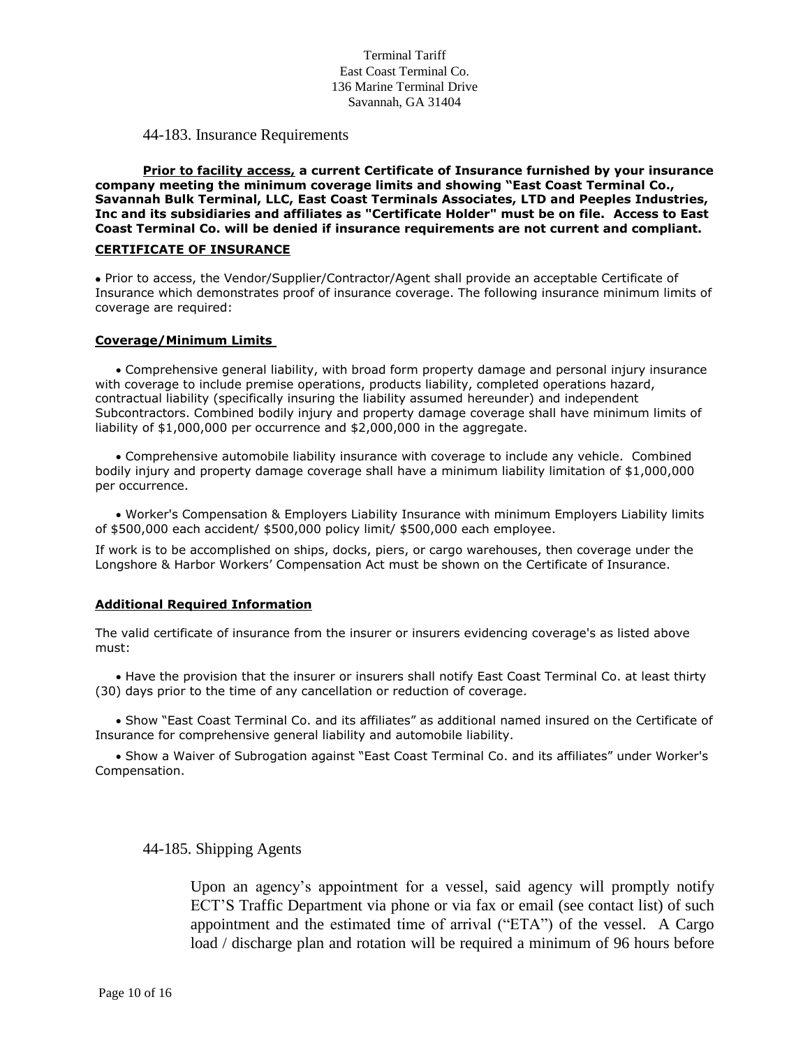Terminal Tariff
East Coast Terminal Co.
136 Marine Terminal Drive
Savannah, GA 31404

## 44-183. Insurance Requirements

**<u>Prior to facility access,</u> a current Certificate of Insurance furnished by your insurance company meeting the minimum coverage limits and showing "East Coast Terminal Co., Savannah Bulk Terminal, LLC, East Coast Terminals Associates, LTD and Peeples Industries, Inc and its subsidiaries and affiliates as "Certificate Holder" must be on file. Access to East Coast Terminal Co. will be denied if insurance requirements are not current and compliant.**

### CERTIFICATE OF INSURANCE

- Prior to access, the Vendor/Supplier/Contractor/Agent shall provide an acceptable Certificate of Insurance which demonstrates proof of insurance coverage. The following insurance minimum limits of coverage are required:

### Coverage/Minimum Limits

- Comprehensive general liability, with broad form property damage and personal injury insurance with coverage to include premise operations, products liability, completed operations hazard, contractual liability (specifically insuring the liability assumed hereunder) and independent Subcontractors. Combined bodily injury and property damage coverage shall have minimum limits of liability of $1,000,000 per occurrence and $2,000,000 in the aggregate.

- Comprehensive automobile liability insurance with coverage to include any vehicle. Combined bodily injury and property damage coverage shall have a minimum liability limitation of $1,000,000 per occurrence.

- Worker's Compensation & Employers Liability Insurance with minimum Employers Liability limits of $500,000 each accident/ $500,000 policy limit/ $500,000 each employee.

If work is to be accomplished on ships, docks, piers, or cargo warehouses, then coverage under the Longshore & Harbor Workers' Compensation Act must be shown on the Certificate of Insurance.

### Additional Required Information

The valid certificate of insurance from the insurer or insurers evidencing coverage's as listed above must:

- Have the provision that the insurer or insurers shall notify East Coast Terminal Co. at least thirty (30) days prior to the time of any cancellation or reduction of coverage.

- Show "East Coast Terminal Co. and its affiliates" as additional named insured on the Certificate of Insurance for comprehensive general liability and automobile liability.

- Show a Waiver of Subrogation against "East Coast Terminal Co. and its affiliates" under Worker's Compensation.

## 44-185. Shipping Agents

Upon an agency's appointment for a vessel, said agency will promptly notify ECT'S Traffic Department via phone or via fax or email (see contact list) of such appointment and the estimated time of arrival ("ETA") of the vessel. A Cargo load / discharge plan and rotation will be required a minimum of 96 hours before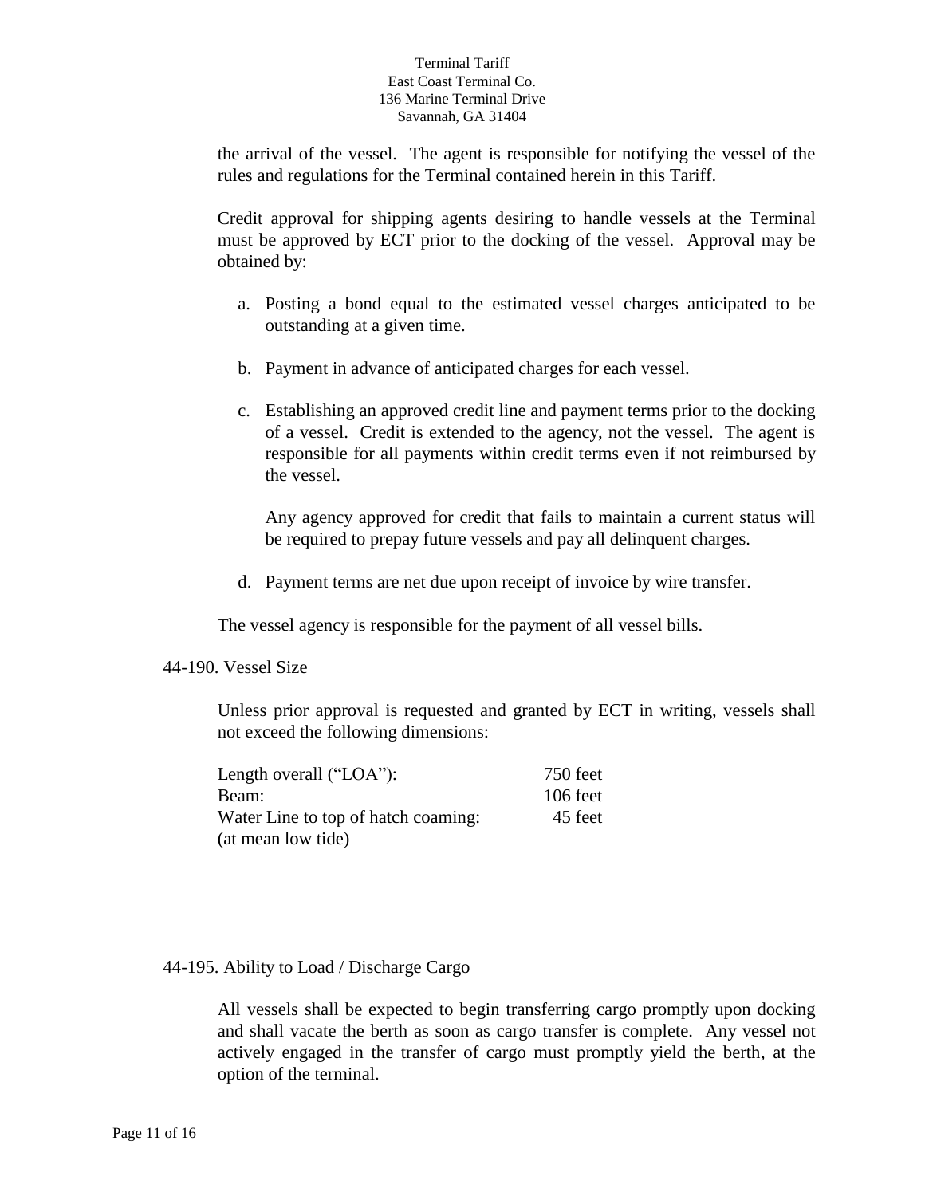the arrival of the vessel. The agent is responsible for notifying the vessel of the rules and regulations for the Terminal contained herein in this Tariff.

Credit approval for shipping agents desiring to handle vessels at the Terminal must be approved by ECT prior to the docking of the vessel. Approval may be obtained by:

a. Posting a bond equal to the estimated vessel charges anticipated to be outstanding at a given time.

b. Payment in advance of anticipated charges for each vessel.

c. Establishing an approved credit line and payment terms prior to the docking of a vessel. Credit is extended to the agency, not the vessel. The agent is responsible for all payments within credit terms even if not reimbursed by the vessel.

   Any agency approved for credit that fails to maintain a current status will be required to prepay future vessels and pay all delinquent charges.

d. Payment terms are net due upon receipt of invoice by wire transfer.

The vessel agency is responsible for the payment of all vessel bills.

## 44-190. Vessel Size

Unless prior approval is requested and granted by ECT in writing, vessels shall not exceed the following dimensions:

| | |
|---|---|
| Length overall ("LOA"): | 750 feet |
| Beam: | 106 feet |
| Water Line to top of hatch coaming: (at mean low tide) | 45 feet |

## 44-195. Ability to Load / Discharge Cargo

All vessels shall be expected to begin transferring cargo promptly upon docking and shall vacate the berth as soon as cargo transfer is complete. Any vessel not actively engaged in the transfer of cargo must promptly yield the berth, at the option of the terminal.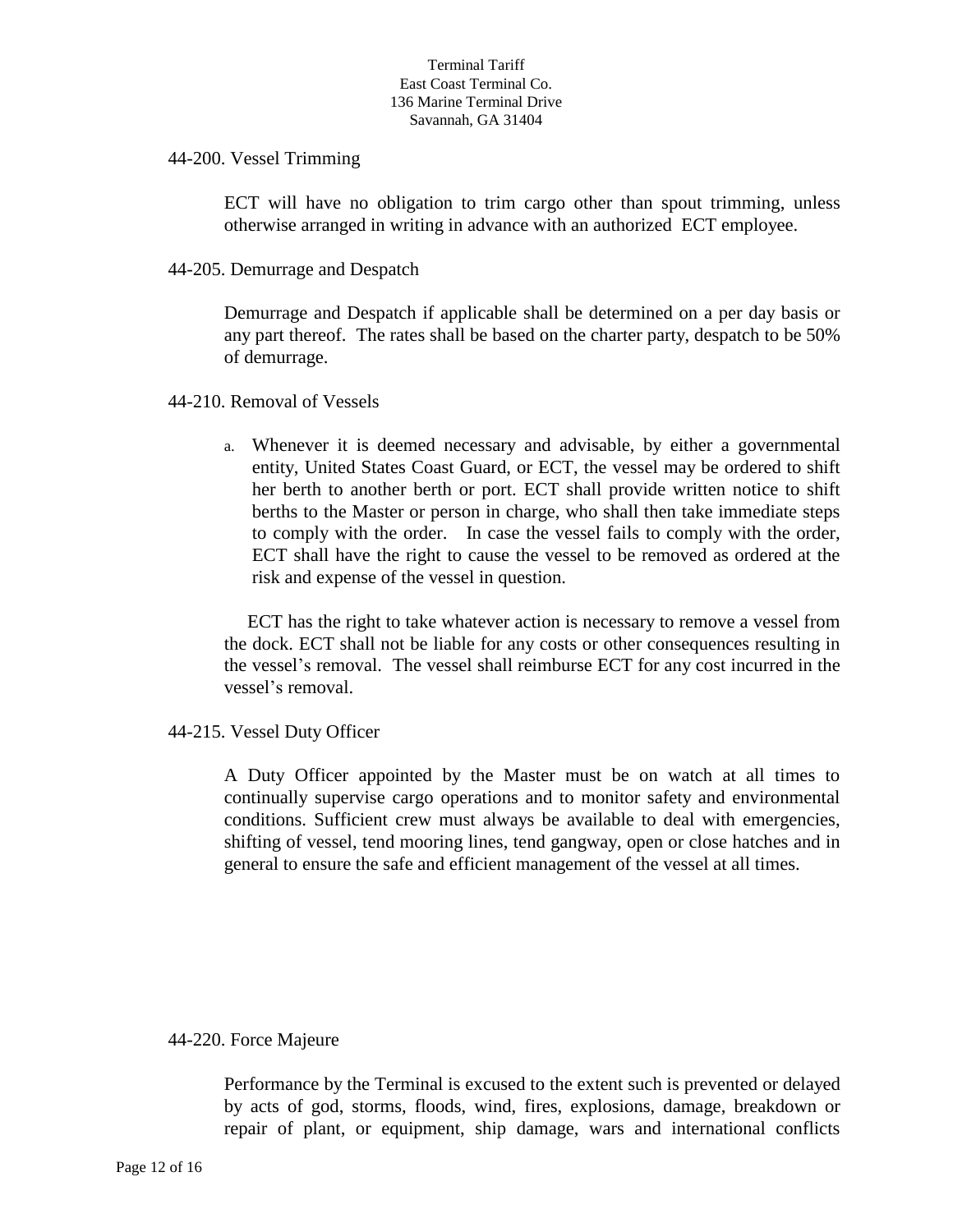### 44-200. Vessel Trimming

ECT will have no obligation to trim cargo other than spout trimming, unless otherwise arranged in writing in advance with an authorized ECT employee.

### 44-205. Demurrage and Despatch

Demurrage and Despatch if applicable shall be determined on a per day basis or any part thereof. The rates shall be based on the charter party, despatch to be 50% of demurrage.

### 44-210. Removal of Vessels

a. Whenever it is deemed necessary and advisable, by either a governmental entity, United States Coast Guard, or ECT, the vessel may be ordered to shift her berth to another berth or port. ECT shall provide written notice to shift berths to the Master or person in charge, who shall then take immediate steps to comply with the order. In case the vessel fails to comply with the order, ECT shall have the right to cause the vessel to be removed as ordered at the risk and expense of the vessel in question.

ECT has the right to take whatever action is necessary to remove a vessel from the dock. ECT shall not be liable for any costs or other consequences resulting in the vessel's removal. The vessel shall reimburse ECT for any cost incurred in the vessel's removal.

### 44-215. Vessel Duty Officer

A Duty Officer appointed by the Master must be on watch at all times to continually supervise cargo operations and to monitor safety and environmental conditions. Sufficient crew must always be available to deal with emergencies, shifting of vessel, tend mooring lines, tend gangway, open or close hatches and in general to ensure the safe and efficient management of the vessel at all times.

### 44-220. Force Majeure

Performance by the Terminal is excused to the extent such is prevented or delayed by acts of god, storms, floods, wind, fires, explosions, damage, breakdown or repair of plant, or equipment, ship damage, wars and international conflicts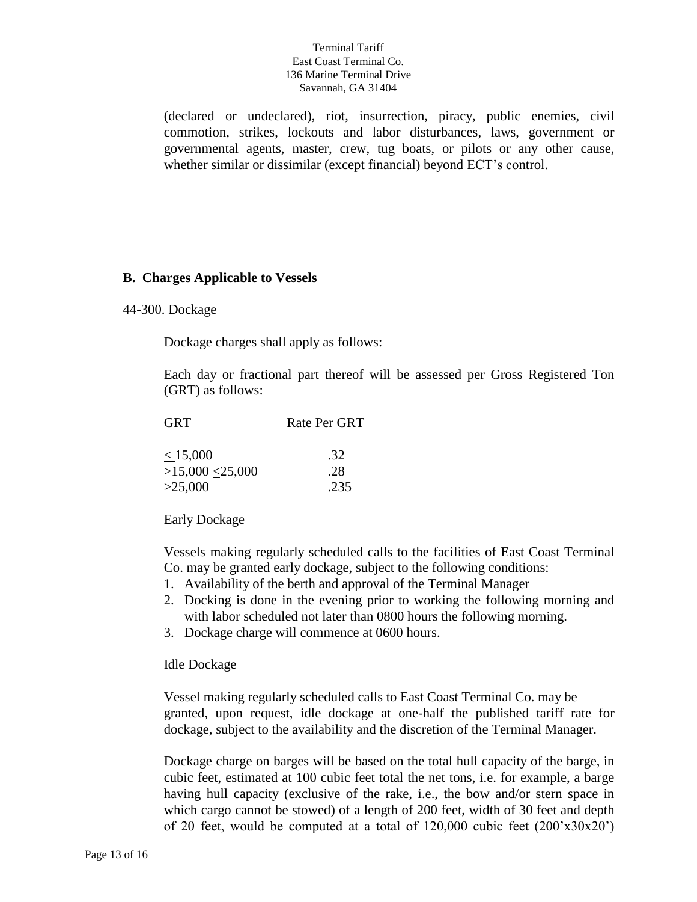(declared or undeclared), riot, insurrection, piracy, public enemies, civil commotion, strikes, lockouts and labor disturbances, laws, government or governmental agents, master, crew, tug boats, or pilots or any other cause, whether similar or dissimilar (except financial) beyond ECT's control.

## B. Charges Applicable to Vessels

44-300. Dockage

Dockage charges shall apply as follows:

Each day or fractional part thereof will be assessed per Gross Registered Ton (GRT) as follows:

| GRT | Rate Per GRT |
|---|---|
| $\leq$ 15,000 | .32 |
| >15,000 $\leq$25,000 | .28 |
| >25,000 | .235 |

Early Dockage

Vessels making regularly scheduled calls to the facilities of East Coast Terminal Co. may be granted early dockage, subject to the following conditions:

1. Availability of the berth and approval of the Terminal Manager
2. Docking is done in the evening prior to working the following morning and with labor scheduled not later than 0800 hours the following morning.
3. Dockage charge will commence at 0600 hours.

Idle Dockage

Vessel making regularly scheduled calls to East Coast Terminal Co. may be granted, upon request, idle dockage at one-half the published tariff rate for dockage, subject to the availability and the discretion of the Terminal Manager.

Dockage charge on barges will be based on the total hull capacity of the barge, in cubic feet, estimated at 100 cubic feet total the net tons, i.e. for example, a barge having hull capacity (exclusive of the rake, i.e., the bow and/or stern space in which cargo cannot be stowed) of a length of 200 feet, width of 30 feet and depth of 20 feet, would be computed at a total of 120,000 cubic feet (200'x30x20')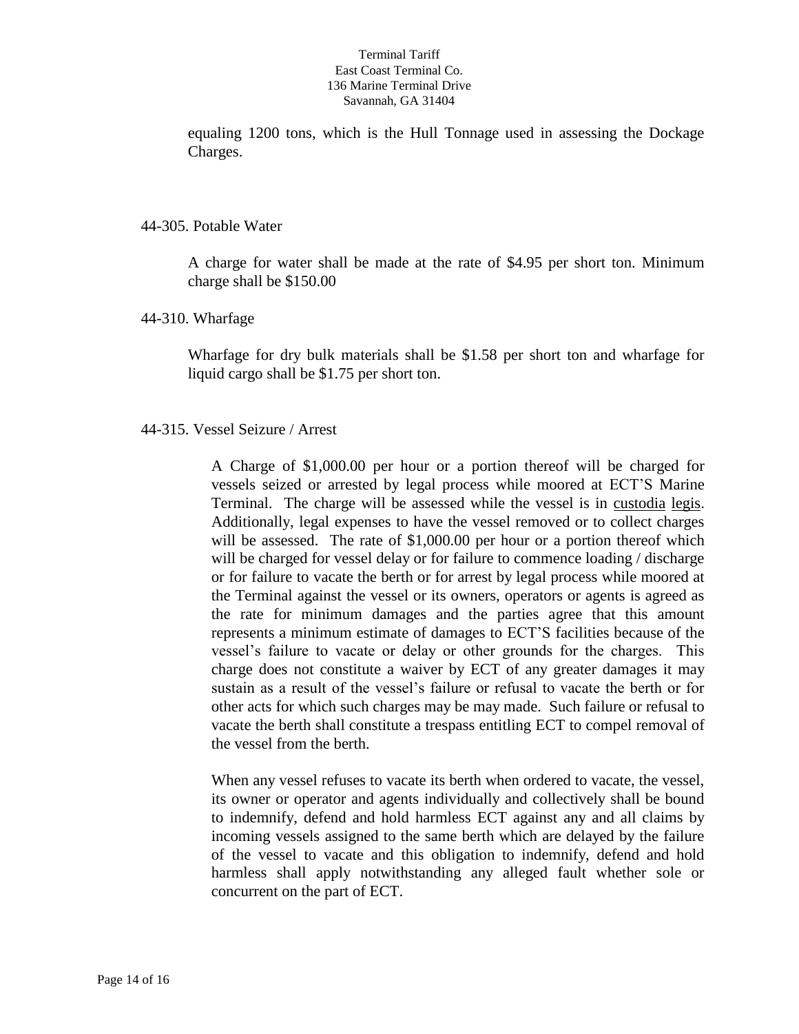equaling 1200 tons, which is the Hull Tonnage used in assessing the Dockage Charges.

44-305. Potable Water

A charge for water shall be made at the rate of $4.95 per short ton. Minimum charge shall be $150.00

44-310. Wharfage

Wharfage for dry bulk materials shall be $1.58 per short ton and wharfage for liquid cargo shall be $1.75 per short ton.

44-315. Vessel Seizure / Arrest

A Charge of $1,000.00 per hour or a portion thereof will be charged for vessels seized or arrested by legal process while moored at ECT'S Marine Terminal. The charge will be assessed while the vessel is in custodia legis. Additionally, legal expenses to have the vessel removed or to collect charges will be assessed. The rate of $1,000.00 per hour or a portion thereof which will be charged for vessel delay or for failure to commence loading / discharge or for failure to vacate the berth or for arrest by legal process while moored at the Terminal against the vessel or its owners, operators or agents is agreed as the rate for minimum damages and the parties agree that this amount represents a minimum estimate of damages to ECT'S facilities because of the vessel's failure to vacate or delay or other grounds for the charges. This charge does not constitute a waiver by ECT of any greater damages it may sustain as a result of the vessel's failure or refusal to vacate the berth or for other acts for which such charges may be may made. Such failure or refusal to vacate the berth shall constitute a trespass entitling ECT to compel removal of the vessel from the berth.

When any vessel refuses to vacate its berth when ordered to vacate, the vessel, its owner or operator and agents individually and collectively shall be bound to indemnify, defend and hold harmless ECT against any and all claims by incoming vessels assigned to the same berth which are delayed by the failure of the vessel to vacate and this obligation to indemnify, defend and hold harmless shall apply notwithstanding any alleged fault whether sole or concurrent on the part of ECT.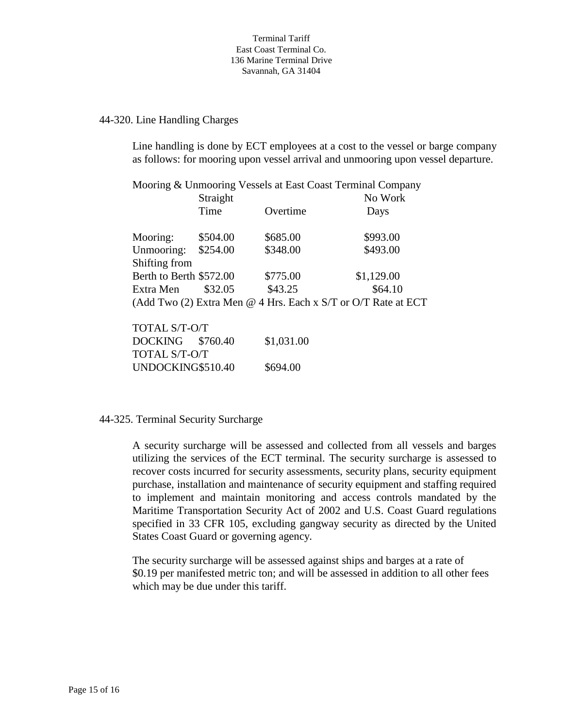Terminal Tariff
East Coast Terminal Co.
136 Marine Terminal Drive
Savannah, GA 31404

## 44-320. Line Handling Charges

Line handling is done by ECT employees at a cost to the vessel or barge company as follows: for mooring upon vessel arrival and unmooring upon vessel departure.

Mooring & Unmooring Vessels at East Coast Terminal Company

| | Straight Time | Overtime | No Work Days |
|---|---|---|---|
| Mooring: | $504.00 | $685.00 | $993.00 |
| Unmooring: | $254.00 | $348.00 | $493.00 |
| Shifting from Berth to Berth | $572.00 | $775.00 | $1,129.00 |
| Extra Men | $32.05 | $43.25 | $64.10 |

(Add Two (2) Extra Men @ 4 Hrs. Each x S/T or O/T Rate at ECT

| | | |
|---|---|---|
| TOTAL S/T-O/T DOCKING | $760.40 | $1,031.00 |
| TOTAL S/T-O/T UNDOCKING | $510.40 | $694.00 |

## 44-325. Terminal Security Surcharge

A security surcharge will be assessed and collected from all vessels and barges utilizing the services of the ECT terminal. The security surcharge is assessed to recover costs incurred for security assessments, security plans, security equipment purchase, installation and maintenance of security equipment and staffing required to implement and maintain monitoring and access controls mandated by the Maritime Transportation Security Act of 2002 and U.S. Coast Guard regulations specified in 33 CFR 105, excluding gangway security as directed by the United States Coast Guard or governing agency.

The security surcharge will be assessed against ships and barges at a rate of $0.19 per manifested metric ton; and will be assessed in addition to all other fees which may be due under this tariff.